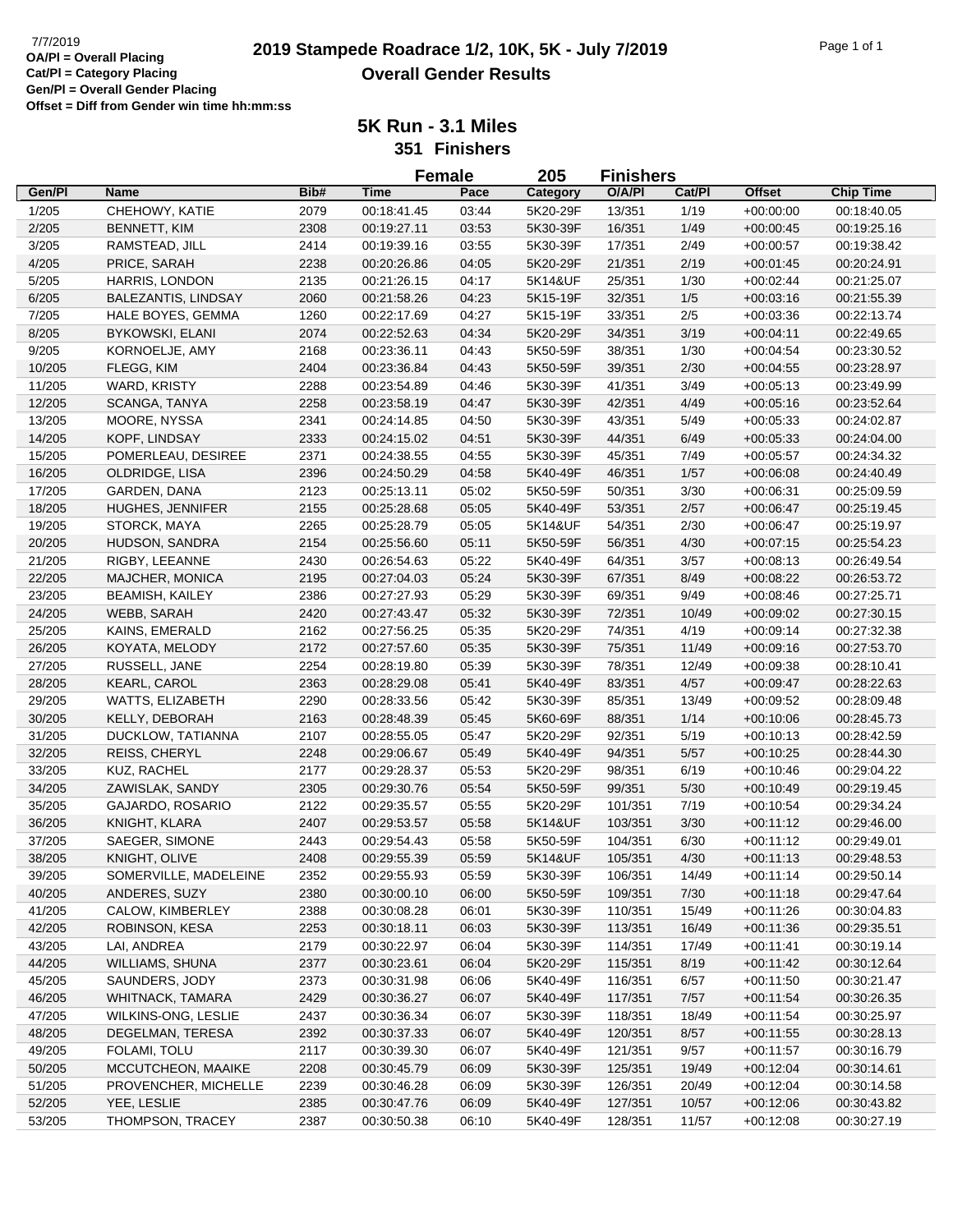7/7/2019

**OA/Pl = Overall Placing**
**Cat/Pl = Category Placing**
**Gen/Pl = Overall Gender Placing**
**Offset = Diff from Gender win time hh:mm:ss**

# 2019 Stampede Roadrace 1/2, 10K, 5K - July 7/2019

## Overall Gender Results

### 5K Run - 3.1 Miles

### 351 Finishers

**Female 205 Finishers**

| Gen/Pl | Name | Bib# | Time | Pace | Category | O/A/Pl | Cat/Pl | Offset | Chip Time |
|---|---|---|---|---|---|---|---|---|---|
| 1/205 | CHEHOWY, KATIE | 2079 | 00:18:41.45 | 03:44 | 5K20-29F | 13/351 | 1/19 | +00:00:00 | 00:18:40.05 |
| 2/205 | BENNETT, KIM | 2308 | 00:19:27.11 | 03:53 | 5K30-39F | 16/351 | 1/49 | +00:00:45 | 00:19:25.16 |
| 3/205 | RAMSTEAD, JILL | 2414 | 00:19:39.16 | 03:55 | 5K30-39F | 17/351 | 2/49 | +00:00:57 | 00:19:38.42 |
| 4/205 | PRICE, SARAH | 2238 | 00:20:26.86 | 04:05 | 5K20-29F | 21/351 | 2/19 | +00:01:45 | 00:20:24.91 |
| 5/205 | HARRIS, LONDON | 2135 | 00:21:26.15 | 04:17 | 5K14&UF | 25/351 | 1/30 | +00:02:44 | 00:21:25.07 |
| 6/205 | BALEZANTIS, LINDSAY | 2060 | 00:21:58.26 | 04:23 | 5K15-19F | 32/351 | 1/5 | +00:03:16 | 00:21:55.39 |
| 7/205 | HALE BOYES, GEMMA | 1260 | 00:22:17.69 | 04:27 | 5K15-19F | 33/351 | 2/5 | +00:03:36 | 00:22:13.74 |
| 8/205 | BYKOWSKI, ELANI | 2074 | 00:22:52.63 | 04:34 | 5K20-29F | 34/351 | 3/19 | +00:04:11 | 00:22:49.65 |
| 9/205 | KORNOELJE, AMY | 2168 | 00:23:36.11 | 04:43 | 5K50-59F | 38/351 | 1/30 | +00:04:54 | 00:23:30.52 |
| 10/205 | FLEGG, KIM | 2404 | 00:23:36.84 | 04:43 | 5K50-59F | 39/351 | 2/30 | +00:04:55 | 00:23:28.97 |
| 11/205 | WARD, KRISTY | 2288 | 00:23:54.89 | 04:46 | 5K30-39F | 41/351 | 3/49 | +00:05:13 | 00:23:49.99 |
| 12/205 | SCANGA, TANYA | 2258 | 00:23:58.19 | 04:47 | 5K30-39F | 42/351 | 4/49 | +00:05:16 | 00:23:52.64 |
| 13/205 | MOORE, NYSSA | 2341 | 00:24:14.85 | 04:50 | 5K30-39F | 43/351 | 5/49 | +00:05:33 | 00:24:02.87 |
| 14/205 | KOPF, LINDSAY | 2333 | 00:24:15.02 | 04:51 | 5K30-39F | 44/351 | 6/49 | +00:05:33 | 00:24:04.00 |
| 15/205 | POMERLEAU, DESIREE | 2371 | 00:24:38.55 | 04:55 | 5K30-39F | 45/351 | 7/49 | +00:05:57 | 00:24:34.32 |
| 16/205 | OLDRIDGE, LISA | 2396 | 00:24:50.29 | 04:58 | 5K40-49F | 46/351 | 1/57 | +00:06:08 | 00:24:40.49 |
| 17/205 | GARDEN, DANA | 2123 | 00:25:13.11 | 05:02 | 5K50-59F | 50/351 | 3/30 | +00:06:31 | 00:25:09.59 |
| 18/205 | HUGHES, JENNIFER | 2155 | 00:25:28.68 | 05:05 | 5K40-49F | 53/351 | 2/57 | +00:06:47 | 00:25:19.45 |
| 19/205 | STORCK, MAYA | 2265 | 00:25:28.79 | 05:05 | 5K14&UF | 54/351 | 2/30 | +00:06:47 | 00:25:19.97 |
| 20/205 | HUDSON, SANDRA | 2154 | 00:25:56.60 | 05:11 | 5K50-59F | 56/351 | 4/30 | +00:07:15 | 00:25:54.23 |
| 21/205 | RIGBY, LEEANNE | 2430 | 00:26:54.63 | 05:22 | 5K40-49F | 64/351 | 3/57 | +00:08:13 | 00:26:49.54 |
| 22/205 | MAJCHER, MONICA | 2195 | 00:27:04.03 | 05:24 | 5K30-39F | 67/351 | 8/49 | +00:08:22 | 00:26:53.72 |
| 23/205 | BEAMISH, KAILEY | 2386 | 00:27:27.93 | 05:29 | 5K30-39F | 69/351 | 9/49 | +00:08:46 | 00:27:25.71 |
| 24/205 | WEBB, SARAH | 2420 | 00:27:43.47 | 05:32 | 5K30-39F | 72/351 | 10/49 | +00:09:02 | 00:27:30.15 |
| 25/205 | KAINS, EMERALD | 2162 | 00:27:56.25 | 05:35 | 5K20-29F | 74/351 | 4/19 | +00:09:14 | 00:27:32.38 |
| 26/205 | KOYATA, MELODY | 2172 | 00:27:57.60 | 05:35 | 5K30-39F | 75/351 | 11/49 | +00:09:16 | 00:27:53.70 |
| 27/205 | RUSSELL, JANE | 2254 | 00:28:19.80 | 05:39 | 5K30-39F | 78/351 | 12/49 | +00:09:38 | 00:28:10.41 |
| 28/205 | KEARL, CAROL | 2363 | 00:28:29.08 | 05:41 | 5K40-49F | 83/351 | 4/57 | +00:09:47 | 00:28:22.63 |
| 29/205 | WATTS, ELIZABETH | 2290 | 00:28:33.56 | 05:42 | 5K30-39F | 85/351 | 13/49 | +00:09:52 | 00:28:09.48 |
| 30/205 | KELLY, DEBORAH | 2163 | 00:28:48.39 | 05:45 | 5K60-69F | 88/351 | 1/14 | +00:10:06 | 00:28:45.73 |
| 31/205 | DUCKLOW, TATIANNA | 2107 | 00:28:55.05 | 05:47 | 5K20-29F | 92/351 | 5/19 | +00:10:13 | 00:28:42.59 |
| 32/205 | REISS, CHERYL | 2248 | 00:29:06.67 | 05:49 | 5K40-49F | 94/351 | 5/57 | +00:10:25 | 00:28:44.30 |
| 33/205 | KUZ, RACHEL | 2177 | 00:29:28.37 | 05:53 | 5K20-29F | 98/351 | 6/19 | +00:10:46 | 00:29:04.22 |
| 34/205 | ZAWISLAK, SANDY | 2305 | 00:29:30.76 | 05:54 | 5K50-59F | 99/351 | 5/30 | +00:10:49 | 00:29:19.45 |
| 35/205 | GAJARDO, ROSARIO | 2122 | 00:29:35.57 | 05:55 | 5K20-29F | 101/351 | 7/19 | +00:10:54 | 00:29:34.24 |
| 36/205 | KNIGHT, KLARA | 2407 | 00:29:53.57 | 05:58 | 5K14&UF | 103/351 | 3/30 | +00:11:12 | 00:29:46.00 |
| 37/205 | SAEGER, SIMONE | 2443 | 00:29:54.43 | 05:58 | 5K50-59F | 104/351 | 6/30 | +00:11:12 | 00:29:49.01 |
| 38/205 | KNIGHT, OLIVE | 2408 | 00:29:55.39 | 05:59 | 5K14&UF | 105/351 | 4/30 | +00:11:13 | 00:29:48.53 |
| 39/205 | SOMERVILLE, MADELEINE | 2352 | 00:29:55.93 | 05:59 | 5K30-39F | 106/351 | 14/49 | +00:11:14 | 00:29:50.14 |
| 40/205 | ANDERES, SUZY | 2380 | 00:30:00.10 | 06:00 | 5K50-59F | 109/351 | 7/30 | +00:11:18 | 00:29:47.64 |
| 41/205 | CALOW, KIMBERLEY | 2388 | 00:30:08.28 | 06:01 | 5K30-39F | 110/351 | 15/49 | +00:11:26 | 00:30:04.83 |
| 42/205 | ROBINSON, KESA | 2253 | 00:30:18.11 | 06:03 | 5K30-39F | 113/351 | 16/49 | +00:11:36 | 00:29:35.51 |
| 43/205 | LAI, ANDREA | 2179 | 00:30:22.97 | 06:04 | 5K30-39F | 114/351 | 17/49 | +00:11:41 | 00:30:19.14 |
| 44/205 | WILLIAMS, SHUNA | 2377 | 00:30:23.61 | 06:04 | 5K20-29F | 115/351 | 8/19 | +00:11:42 | 00:30:12.64 |
| 45/205 | SAUNDERS, JODY | 2373 | 00:30:31.98 | 06:06 | 5K40-49F | 116/351 | 6/57 | +00:11:50 | 00:30:21.47 |
| 46/205 | WHITNACK, TAMARA | 2429 | 00:30:36.27 | 06:07 | 5K40-49F | 117/351 | 7/57 | +00:11:54 | 00:30:26.35 |
| 47/205 | WILKINS-ONG, LESLIE | 2437 | 00:30:36.34 | 06:07 | 5K30-39F | 118/351 | 18/49 | +00:11:54 | 00:30:25.97 |
| 48/205 | DEGELMAN, TERESA | 2392 | 00:30:37.33 | 06:07 | 5K40-49F | 120/351 | 8/57 | +00:11:55 | 00:30:28.13 |
| 49/205 | FOLAMI, TOLU | 2117 | 00:30:39.30 | 06:07 | 5K40-49F | 121/351 | 9/57 | +00:11:57 | 00:30:16.79 |
| 50/205 | MCCUTCHEON, MAAIKE | 2208 | 00:30:45.79 | 06:09 | 5K30-39F | 125/351 | 19/49 | +00:12:04 | 00:30:14.61 |
| 51/205 | PROVENCHER, MICHELLE | 2239 | 00:30:46.28 | 06:09 | 5K30-39F | 126/351 | 20/49 | +00:12:04 | 00:30:14.58 |
| 52/205 | YEE, LESLIE | 2385 | 00:30:47.76 | 06:09 | 5K40-49F | 127/351 | 10/57 | +00:12:06 | 00:30:43.82 |
| 53/205 | THOMPSON, TRACEY | 2387 | 00:30:50.38 | 06:10 | 5K40-49F | 128/351 | 11/57 | +00:12:08 | 00:30:27.19 |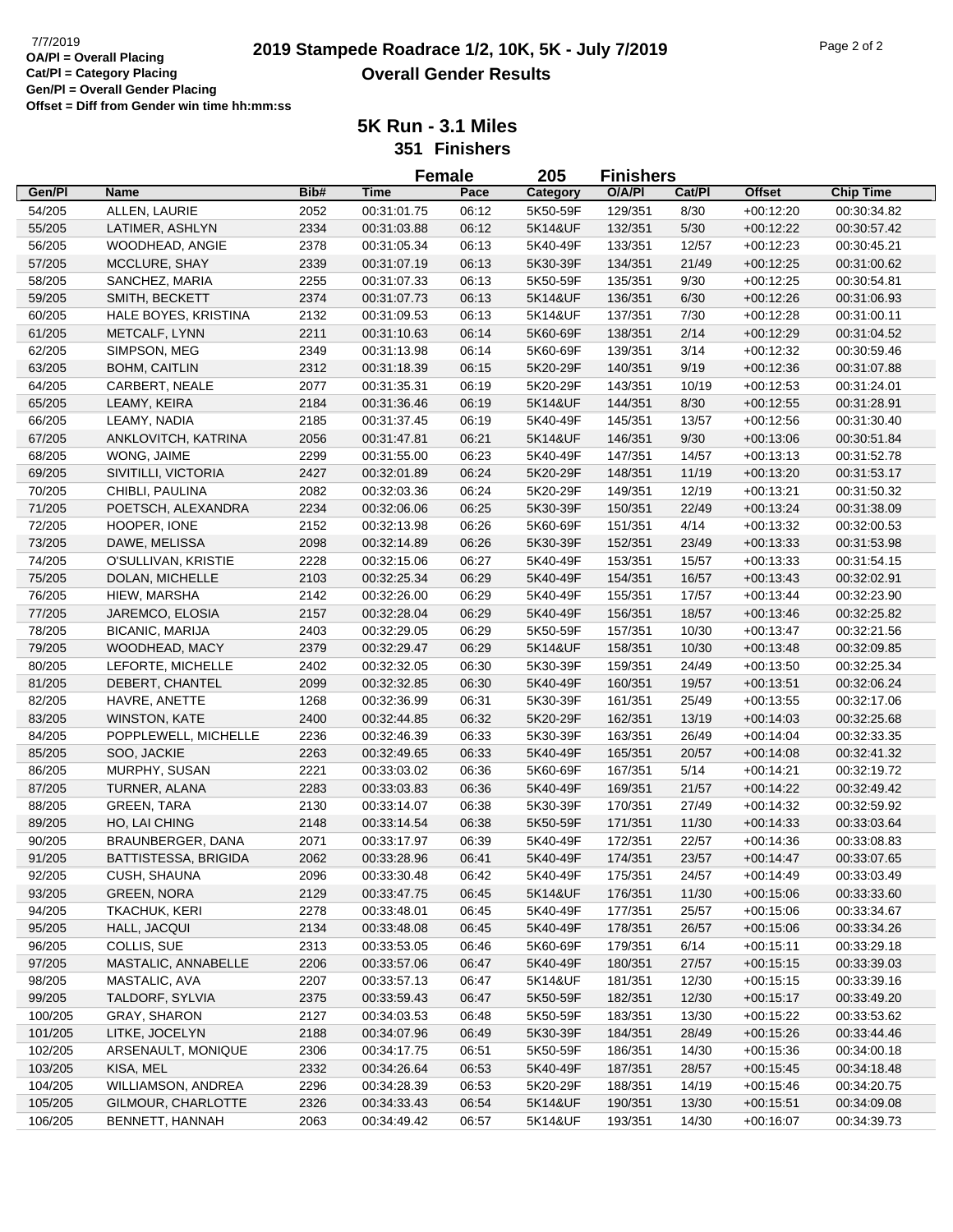# 2019 Stampede Roadrace 1/2, 10K, 5K - July 7/2019

## Overall Gender Results

7/7/2019

**OA/Pl = Overall Placing**
**Cat/Pl = Category Placing**
**Gen/Pl = Overall Gender Placing**
**Offset = Diff from Gender win time hh:mm:ss**

### 5K Run - 3.1 Miles

**351 Finishers**

**Female 205 Finishers**

| Gen/Pl | Name | Bib# | Time | Pace | Category | O/A/Pl | Cat/Pl | Offset | Chip Time |
|---|---|---|---|---|---|---|---|---|---|
| 54/205 | ALLEN, LAURIE | 2052 | 00:31:01.75 | 06:12 | 5K50-59F | 129/351 | 8/30 | +00:12:20 | 00:30:34.82 |
| 55/205 | LATIMER, ASHLYN | 2334 | 00:31:03.88 | 06:12 | 5K14&UF | 132/351 | 5/30 | +00:12:22 | 00:30:57.42 |
| 56/205 | WOODHEAD, ANGIE | 2378 | 00:31:05.34 | 06:13 | 5K40-49F | 133/351 | 12/57 | +00:12:23 | 00:30:45.21 |
| 57/205 | MCCLURE, SHAY | 2339 | 00:31:07.19 | 06:13 | 5K30-39F | 134/351 | 21/49 | +00:12:25 | 00:31:00.62 |
| 58/205 | SANCHEZ, MARIA | 2255 | 00:31:07.33 | 06:13 | 5K50-59F | 135/351 | 9/30 | +00:12:25 | 00:30:54.81 |
| 59/205 | SMITH, BECKETT | 2374 | 00:31:07.73 | 06:13 | 5K14&UF | 136/351 | 6/30 | +00:12:26 | 00:31:06.93 |
| 60/205 | HALE BOYES, KRISTINA | 2132 | 00:31:09.53 | 06:13 | 5K14&UF | 137/351 | 7/30 | +00:12:28 | 00:31:00.11 |
| 61/205 | METCALF, LYNN | 2211 | 00:31:10.63 | 06:14 | 5K60-69F | 138/351 | 2/14 | +00:12:29 | 00:31:04.52 |
| 62/205 | SIMPSON, MEG | 2349 | 00:31:13.98 | 06:14 | 5K60-69F | 139/351 | 3/14 | +00:12:32 | 00:30:59.46 |
| 63/205 | BOHM, CAITLIN | 2312 | 00:31:18.39 | 06:15 | 5K20-29F | 140/351 | 9/19 | +00:12:36 | 00:31:07.88 |
| 64/205 | CARBERT, NEALE | 2077 | 00:31:35.31 | 06:19 | 5K20-29F | 143/351 | 10/19 | +00:12:53 | 00:31:24.01 |
| 65/205 | LEAMY, KEIRA | 2184 | 00:31:36.46 | 06:19 | 5K14&UF | 144/351 | 8/30 | +00:12:55 | 00:31:28.91 |
| 66/205 | LEAMY, NADIA | 2185 | 00:31:37.45 | 06:19 | 5K40-49F | 145/351 | 13/57 | +00:12:56 | 00:31:30.40 |
| 67/205 | ANKLOVITCH, KATRINA | 2056 | 00:31:47.81 | 06:21 | 5K14&UF | 146/351 | 9/30 | +00:13:06 | 00:30:51.84 |
| 68/205 | WONG, JAIME | 2299 | 00:31:55.00 | 06:23 | 5K40-49F | 147/351 | 14/57 | +00:13:13 | 00:31:52.78 |
| 69/205 | SIVITILLI, VICTORIA | 2427 | 00:32:01.89 | 06:24 | 5K20-29F | 148/351 | 11/19 | +00:13:20 | 00:31:53.17 |
| 70/205 | CHIBLI, PAULINA | 2082 | 00:32:03.36 | 06:24 | 5K20-29F | 149/351 | 12/19 | +00:13:21 | 00:31:50.32 |
| 71/205 | POETSCH, ALEXANDRA | 2234 | 00:32:06.06 | 06:25 | 5K30-39F | 150/351 | 22/49 | +00:13:24 | 00:31:38.09 |
| 72/205 | HOOPER, IONE | 2152 | 00:32:13.98 | 06:26 | 5K60-69F | 151/351 | 4/14 | +00:13:32 | 00:32:00.53 |
| 73/205 | DAWE, MELISSA | 2098 | 00:32:14.89 | 06:26 | 5K30-39F | 152/351 | 23/49 | +00:13:33 | 00:31:53.98 |
| 74/205 | O'SULLIVAN, KRISTIE | 2228 | 00:32:15.06 | 06:27 | 5K40-49F | 153/351 | 15/57 | +00:13:33 | 00:31:54.15 |
| 75/205 | DOLAN, MICHELLE | 2103 | 00:32:25.34 | 06:29 | 5K40-49F | 154/351 | 16/57 | +00:13:43 | 00:32:02.91 |
| 76/205 | HIEW, MARSHA | 2142 | 00:32:26.00 | 06:29 | 5K40-49F | 155/351 | 17/57 | +00:13:44 | 00:32:23.90 |
| 77/205 | JAREMCO, ELOSIA | 2157 | 00:32:28.04 | 06:29 | 5K40-49F | 156/351 | 18/57 | +00:13:46 | 00:32:25.82 |
| 78/205 | BICANIC, MARIJA | 2403 | 00:32:29.05 | 06:29 | 5K50-59F | 157/351 | 10/30 | +00:13:47 | 00:32:21.56 |
| 79/205 | WOODHEAD, MACY | 2379 | 00:32:29.47 | 06:29 | 5K14&UF | 158/351 | 10/30 | +00:13:48 | 00:32:09.85 |
| 80/205 | LEFORTE, MICHELLE | 2402 | 00:32:32.05 | 06:30 | 5K30-39F | 159/351 | 24/49 | +00:13:50 | 00:32:25.34 |
| 81/205 | DEBERT, CHANTEL | 2099 | 00:32:32.85 | 06:30 | 5K40-49F | 160/351 | 19/57 | +00:13:51 | 00:32:06.24 |
| 82/205 | HAVRE, ANETTE | 1268 | 00:32:36.99 | 06:31 | 5K30-39F | 161/351 | 25/49 | +00:13:55 | 00:32:17.06 |
| 83/205 | WINSTON, KATE | 2400 | 00:32:44.85 | 06:32 | 5K20-29F | 162/351 | 13/19 | +00:14:03 | 00:32:25.68 |
| 84/205 | POPPLEWELL, MICHELLE | 2236 | 00:32:46.39 | 06:33 | 5K30-39F | 163/351 | 26/49 | +00:14:04 | 00:32:33.35 |
| 85/205 | SOO, JACKIE | 2263 | 00:32:49.65 | 06:33 | 5K40-49F | 165/351 | 20/57 | +00:14:08 | 00:32:41.32 |
| 86/205 | MURPHY, SUSAN | 2221 | 00:33:03.02 | 06:36 | 5K60-69F | 167/351 | 5/14 | +00:14:21 | 00:32:19.72 |
| 87/205 | TURNER, ALANA | 2283 | 00:33:03.83 | 06:36 | 5K40-49F | 169/351 | 21/57 | +00:14:22 | 00:32:49.42 |
| 88/205 | GREEN, TARA | 2130 | 00:33:14.07 | 06:38 | 5K30-39F | 170/351 | 27/49 | +00:14:32 | 00:32:59.92 |
| 89/205 | HO, LAI CHING | 2148 | 00:33:14.54 | 06:38 | 5K50-59F | 171/351 | 11/30 | +00:14:33 | 00:33:03.64 |
| 90/205 | BRAUNBERGER, DANA | 2071 | 00:33:17.97 | 06:39 | 5K40-49F | 172/351 | 22/57 | +00:14:36 | 00:33:08.83 |
| 91/205 | BATTISTESSA, BRIGIDA | 2062 | 00:33:28.96 | 06:41 | 5K40-49F | 174/351 | 23/57 | +00:14:47 | 00:33:07.65 |
| 92/205 | CUSH, SHAUNA | 2096 | 00:33:30.48 | 06:42 | 5K40-49F | 175/351 | 24/57 | +00:14:49 | 00:33:03.49 |
| 93/205 | GREEN, NORA | 2129 | 00:33:47.75 | 06:45 | 5K14&UF | 176/351 | 11/30 | +00:15:06 | 00:33:33.60 |
| 94/205 | TKACHUK, KERI | 2278 | 00:33:48.01 | 06:45 | 5K40-49F | 177/351 | 25/57 | +00:15:06 | 00:33:34.67 |
| 95/205 | HALL, JACQUI | 2134 | 00:33:48.08 | 06:45 | 5K40-49F | 178/351 | 26/57 | +00:15:06 | 00:33:34.26 |
| 96/205 | COLLIS, SUE | 2313 | 00:33:53.05 | 06:46 | 5K60-69F | 179/351 | 6/14 | +00:15:11 | 00:33:29.18 |
| 97/205 | MASTALIC, ANNABELLE | 2206 | 00:33:57.06 | 06:47 | 5K40-49F | 180/351 | 27/57 | +00:15:15 | 00:33:39.03 |
| 98/205 | MASTALIC, AVA | 2207 | 00:33:57.13 | 06:47 | 5K14&UF | 181/351 | 12/30 | +00:15:15 | 00:33:39.16 |
| 99/205 | TALDORF, SYLVIA | 2375 | 00:33:59.43 | 06:47 | 5K50-59F | 182/351 | 12/30 | +00:15:17 | 00:33:49.20 |
| 100/205 | GRAY, SHARON | 2127 | 00:34:03.53 | 06:48 | 5K50-59F | 183/351 | 13/30 | +00:15:22 | 00:33:53.62 |
| 101/205 | LITKE, JOCELYN | 2188 | 00:34:07.96 | 06:49 | 5K30-39F | 184/351 | 28/49 | +00:15:26 | 00:33:44.46 |
| 102/205 | ARSENAULT, MONIQUE | 2306 | 00:34:17.75 | 06:51 | 5K50-59F | 186/351 | 14/30 | +00:15:36 | 00:34:00.18 |
| 103/205 | KISA, MEL | 2332 | 00:34:26.64 | 06:53 | 5K40-49F | 187/351 | 28/57 | +00:15:45 | 00:34:18.48 |
| 104/205 | WILLIAMSON, ANDREA | 2296 | 00:34:28.39 | 06:53 | 5K20-29F | 188/351 | 14/19 | +00:15:46 | 00:34:20.75 |
| 105/205 | GILMOUR, CHARLOTTE | 2326 | 00:34:33.43 | 06:54 | 5K14&UF | 190/351 | 13/30 | +00:15:51 | 00:34:09.08 |
| 106/205 | BENNETT, HANNAH | 2063 | 00:34:49.42 | 06:57 | 5K14&UF | 193/351 | 14/30 | +00:16:07 | 00:34:39.73 |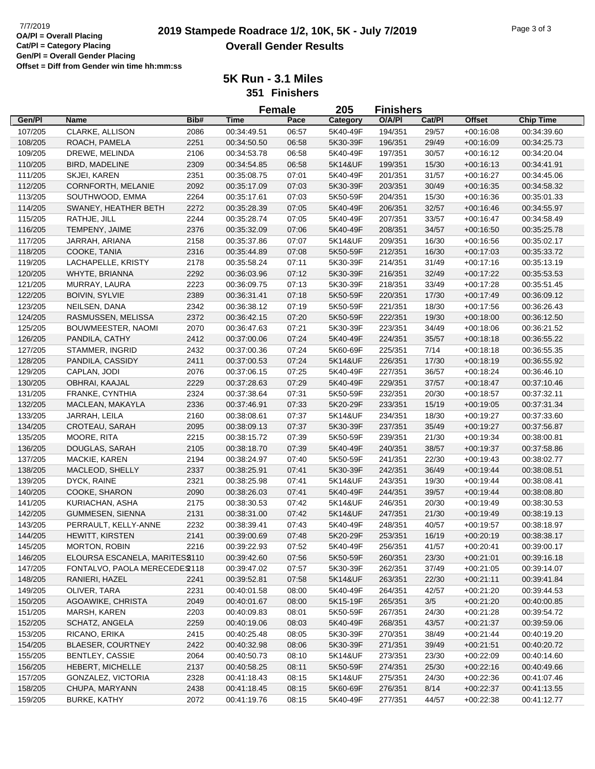# 2019 Stampede Roadrace 1/2, 10K, 5K - July 7/2019

## Overall Gender Results

7/7/2019
**OA/Pl = Overall Placing**
**Cat/Pl = Category Placing**
**Gen/Pl = Overall Gender Placing**
**Offset = Diff from Gender win time hh:mm:ss**

### 5K Run - 3.1 Miles

**351 Finishers**

**Female 205 Finishers**

| Gen/Pl | Name | Bib# | Time | Pace | Category | O/A/Pl | Cat/Pl | Offset | Chip Time |
|---|---|---|---|---|---|---|---|---|---|
| 107/205 | CLARKE, ALLISON | 2086 | 00:34:49.51 | 06:57 | 5K40-49F | 194/351 | 29/57 | +00:16:08 | 00:34:39.60 |
| 108/205 | ROACH, PAMELA | 2251 | 00:34:50.50 | 06:58 | 5K30-39F | 196/351 | 29/49 | +00:16:09 | 00:34:25.73 |
| 109/205 | DREWE, MELINDA | 2106 | 00:34:53.78 | 06:58 | 5K40-49F | 197/351 | 30/57 | +00:16:12 | 00:34:20.04 |
| 110/205 | BIRD, MADELINE | 2309 | 00:34:54.85 | 06:58 | 5K14&UF | 199/351 | 15/30 | +00:16:13 | 00:34:41.91 |
| 111/205 | SKJEI, KAREN | 2351 | 00:35:08.75 | 07:01 | 5K40-49F | 201/351 | 31/57 | +00:16:27 | 00:34:45.06 |
| 112/205 | CORNFORTH, MELANIE | 2092 | 00:35:17.09 | 07:03 | 5K30-39F | 203/351 | 30/49 | +00:16:35 | 00:34:58.32 |
| 113/205 | SOUTHWOOD, EMMA | 2264 | 00:35:17.61 | 07:03 | 5K50-59F | 204/351 | 15/30 | +00:16:36 | 00:35:01.33 |
| 114/205 | SWANEY, HEATHER BETH | 2272 | 00:35:28.39 | 07:05 | 5K40-49F | 206/351 | 32/57 | +00:16:46 | 00:34:55.97 |
| 115/205 | RATHJE, JILL | 2244 | 00:35:28.74 | 07:05 | 5K40-49F | 207/351 | 33/57 | +00:16:47 | 00:34:58.49 |
| 116/205 | TEMPENY, JAIME | 2376 | 00:35:32.09 | 07:06 | 5K40-49F | 208/351 | 34/57 | +00:16:50 | 00:35:25.78 |
| 117/205 | JARRAH, ARIANA | 2158 | 00:35:37.86 | 07:07 | 5K14&UF | 209/351 | 16/30 | +00:16:56 | 00:35:02.17 |
| 118/205 | COOKE, TANIA | 2316 | 00:35:44.89 | 07:08 | 5K50-59F | 212/351 | 16/30 | +00:17:03 | 00:35:33.72 |
| 119/205 | LACHAPELLE, KRISTY | 2178 | 00:35:58.24 | 07:11 | 5K30-39F | 214/351 | 31/49 | +00:17:16 | 00:35:13.19 |
| 120/205 | WHYTE, BRIANNA | 2292 | 00:36:03.96 | 07:12 | 5K30-39F | 216/351 | 32/49 | +00:17:22 | 00:35:53.53 |
| 121/205 | MURRAY, LAURA | 2223 | 00:36:09.75 | 07:13 | 5K30-39F | 218/351 | 33/49 | +00:17:28 | 00:35:51.45 |
| 122/205 | BOIVIN, SYLVIE | 2389 | 00:36:31.41 | 07:18 | 5K50-59F | 220/351 | 17/30 | +00:17:49 | 00:36:09.12 |
| 123/205 | NEILSEN, DANA | 2342 | 00:36:38.12 | 07:19 | 5K50-59F | 221/351 | 18/30 | +00:17:56 | 00:36:26.43 |
| 124/205 | RASMUSSEN, MELISSA | 2372 | 00:36:42.15 | 07:20 | 5K50-59F | 222/351 | 19/30 | +00:18:00 | 00:36:12.50 |
| 125/205 | BOUWMEESTER, NAOMI | 2070 | 00:36:47.63 | 07:21 | 5K30-39F | 223/351 | 34/49 | +00:18:06 | 00:36:21.52 |
| 126/205 | PANDILA, CATHY | 2412 | 00:37:00.06 | 07:24 | 5K40-49F | 224/351 | 35/57 | +00:18:18 | 00:36:55.22 |
| 127/205 | STAMMER, INGRID | 2432 | 00:37:00.36 | 07:24 | 5K60-69F | 225/351 | 7/14 | +00:18:18 | 00:36:55.35 |
| 128/205 | PANDILA, CASSIDY | 2411 | 00:37:00.53 | 07:24 | 5K14&UF | 226/351 | 17/30 | +00:18:19 | 00:36:55.92 |
| 129/205 | CAPLAN, JODI | 2076 | 00:37:06.15 | 07:25 | 5K40-49F | 227/351 | 36/57 | +00:18:24 | 00:36:46.10 |
| 130/205 | OBHRAI, KAAJAL | 2229 | 00:37:28.63 | 07:29 | 5K40-49F | 229/351 | 37/57 | +00:18:47 | 00:37:10.46 |
| 131/205 | FRANKE, CYNTHIA | 2324 | 00:37:38.64 | 07:31 | 5K50-59F | 232/351 | 20/30 | +00:18:57 | 00:37:32.11 |
| 132/205 | MACLEAN, MAKAYLA | 2336 | 00:37:46.91 | 07:33 | 5K20-29F | 233/351 | 15/19 | +00:19:05 | 00:37:31.34 |
| 133/205 | JARRAH, LEILA | 2160 | 00:38:08.61 | 07:37 | 5K14&UF | 234/351 | 18/30 | +00:19:27 | 00:37:33.60 |
| 134/205 | CROTEAU, SARAH | 2095 | 00:38:09.13 | 07:37 | 5K30-39F | 237/351 | 35/49 | +00:19:27 | 00:37:56.87 |
| 135/205 | MOORE, RITA | 2215 | 00:38:15.72 | 07:39 | 5K50-59F | 239/351 | 21/30 | +00:19:34 | 00:38:00.81 |
| 136/205 | DOUGLAS, SARAH | 2105 | 00:38:18.70 | 07:39 | 5K40-49F | 240/351 | 38/57 | +00:19:37 | 00:37:58.86 |
| 137/205 | MACKIE, KAREN | 2194 | 00:38:24.97 | 07:40 | 5K50-59F | 241/351 | 22/30 | +00:19:43 | 00:38:02.77 |
| 138/205 | MACLEOD, SHELLY | 2337 | 00:38:25.91 | 07:41 | 5K30-39F | 242/351 | 36/49 | +00:19:44 | 00:38:08.51 |
| 139/205 | DYCK, RAINE | 2321 | 00:38:25.98 | 07:41 | 5K14&UF | 243/351 | 19/30 | +00:19:44 | 00:38:08.41 |
| 140/205 | COOKE, SHARON | 2090 | 00:38:26.03 | 07:41 | 5K40-49F | 244/351 | 39/57 | +00:19:44 | 00:38:08.80 |
| 141/205 | KURIACHAN, ASHA | 2175 | 00:38:30.53 | 07:42 | 5K14&UF | 246/351 | 20/30 | +00:19:49 | 00:38:30.53 |
| 142/205 | GUMMESEN, SIENNA | 2131 | 00:38:31.00 | 07:42 | 5K14&UF | 247/351 | 21/30 | +00:19:49 | 00:38:19.13 |
| 143/205 | PERRAULT, KELLY-ANNE | 2232 | 00:38:39.41 | 07:43 | 5K40-49F | 248/351 | 40/57 | +00:19:57 | 00:38:18.97 |
| 144/205 | HEWITT, KIRSTEN | 2141 | 00:39:00.69 | 07:48 | 5K20-29F | 253/351 | 16/19 | +00:20:19 | 00:38:38.17 |
| 145/205 | MORTON, ROBIN | 2216 | 00:39:22.93 | 07:52 | 5K40-49F | 256/351 | 41/57 | +00:20:41 | 00:39:00.17 |
| 146/205 | ELOURSA ESCANELA, MARITESS | 2110 | 00:39:42.60 | 07:56 | 5K50-59F | 260/351 | 23/30 | +00:21:01 | 00:39:16.18 |
| 147/205 | FONTALVO, PAOLA MERECEDES | 2118 | 00:39:47.02 | 07:57 | 5K30-39F | 262/351 | 37/49 | +00:21:05 | 00:39:14.07 |
| 148/205 | RANIERI, HAZEL | 2241 | 00:39:52.81 | 07:58 | 5K14&UF | 263/351 | 22/30 | +00:21:11 | 00:39:41.84 |
| 149/205 | OLIVER, TARA | 2231 | 00:40:01.58 | 08:00 | 5K40-49F | 264/351 | 42/57 | +00:21:20 | 00:39:44.53 |
| 150/205 | AGOAWIKE, CHRISTA | 2049 | 00:40:01.67 | 08:00 | 5K15-19F | 265/351 | 3/5 | +00:21:20 | 00:40:00.85 |
| 151/205 | MARSH, KAREN | 2203 | 00:40:09.83 | 08:01 | 5K50-59F | 267/351 | 24/30 | +00:21:28 | 00:39:54.72 |
| 152/205 | SCHATZ, ANGELA | 2259 | 00:40:19.06 | 08:03 | 5K40-49F | 268/351 | 43/57 | +00:21:37 | 00:39:59.06 |
| 153/205 | RICANO, ERIKA | 2415 | 00:40:25.48 | 08:05 | 5K30-39F | 270/351 | 38/49 | +00:21:44 | 00:40:19.20 |
| 154/205 | BLAESER, COURTNEY | 2422 | 00:40:32.98 | 08:06 | 5K30-39F | 271/351 | 39/49 | +00:21:51 | 00:40:20.72 |
| 155/205 | BENTLEY, CASSIE | 2064 | 00:40:50.73 | 08:10 | 5K14&UF | 273/351 | 23/30 | +00:22:09 | 00:40:14.60 |
| 156/205 | HEBERT, MICHELLE | 2137 | 00:40:58.25 | 08:11 | 5K50-59F | 274/351 | 25/30 | +00:22:16 | 00:40:49.66 |
| 157/205 | GONZALEZ, VICTORIA | 2328 | 00:41:18.43 | 08:15 | 5K14&UF | 275/351 | 24/30 | +00:22:36 | 00:41:07.46 |
| 158/205 | CHUPA, MARYANN | 2438 | 00:41:18.45 | 08:15 | 5K60-69F | 276/351 | 8/14 | +00:22:37 | 00:41:13.55 |
| 159/205 | BURKE, KATHY | 2072 | 00:41:19.76 | 08:15 | 5K40-49F | 277/351 | 44/57 | +00:22:38 | 00:41:12.77 |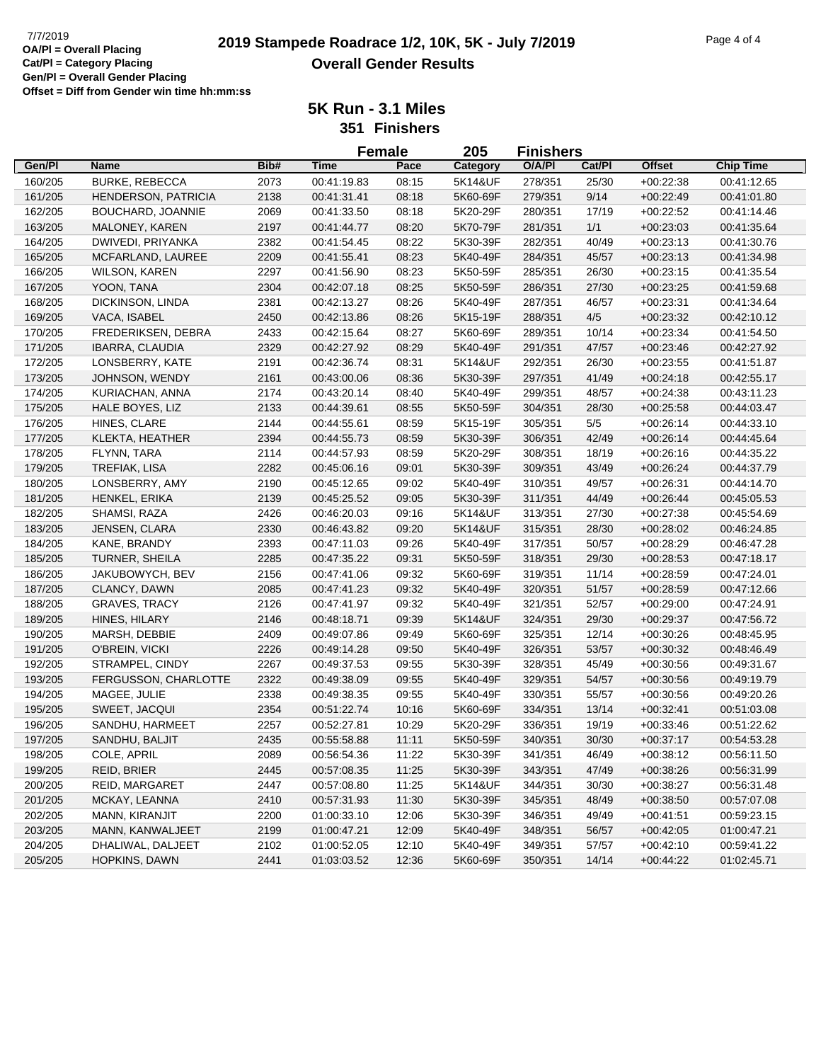OA/Pl = Overall Placing
Cat/Pl = Category Placing
Gen/Pl = Overall Gender Placing
Offset = Diff from Gender win time hh:mm:ss

# 2019 Stampede Roadrace 1/2, 10K, 5K - July 7/2019

## Overall Gender Results

### 5K Run - 3.1 Miles

**351 Finishers**

**Female 205 Finishers**

| Gen/Pl | Name | Bib# | Time | Pace | Category | O/A/Pl | Cat/Pl | Offset | Chip Time |
|---|---|---|---|---|---|---|---|---|---|
| 160/205 | BURKE, REBECCA | 2073 | 00:41:19.83 | 08:15 | 5K14&UF | 278/351 | 25/30 | +00:22:38 | 00:41:12.65 |
| 161/205 | HENDERSON, PATRICIA | 2138 | 00:41:31.41 | 08:18 | 5K60-69F | 279/351 | 9/14 | +00:22:49 | 00:41:01.80 |
| 162/205 | BOUCHARD, JOANNIE | 2069 | 00:41:33.50 | 08:18 | 5K20-29F | 280/351 | 17/19 | +00:22:52 | 00:41:14.46 |
| 163/205 | MALONEY, KAREN | 2197 | 00:41:44.77 | 08:20 | 5K70-79F | 281/351 | 1/1 | +00:23:03 | 00:41:35.64 |
| 164/205 | DWIVEDI, PRIYANKA | 2382 | 00:41:54.45 | 08:22 | 5K30-39F | 282/351 | 40/49 | +00:23:13 | 00:41:30.76 |
| 165/205 | MCFARLAND, LAUREE | 2209 | 00:41:55.41 | 08:23 | 5K40-49F | 284/351 | 45/57 | +00:23:13 | 00:41:34.98 |
| 166/205 | WILSON, KAREN | 2297 | 00:41:56.90 | 08:23 | 5K50-59F | 285/351 | 26/30 | +00:23:15 | 00:41:35.54 |
| 167/205 | YOON, TANA | 2304 | 00:42:07.18 | 08:25 | 5K50-59F | 286/351 | 27/30 | +00:23:25 | 00:41:59.68 |
| 168/205 | DICKINSON, LINDA | 2381 | 00:42:13.27 | 08:26 | 5K40-49F | 287/351 | 46/57 | +00:23:31 | 00:41:34.64 |
| 169/205 | VACA, ISABEL | 2450 | 00:42:13.86 | 08:26 | 5K15-19F | 288/351 | 4/5 | +00:23:32 | 00:42:10.12 |
| 170/205 | FREDERIKSEN, DEBRA | 2433 | 00:42:15.64 | 08:27 | 5K60-69F | 289/351 | 10/14 | +00:23:34 | 00:41:54.50 |
| 171/205 | IBARRA, CLAUDIA | 2329 | 00:42:27.92 | 08:29 | 5K40-49F | 291/351 | 47/57 | +00:23:46 | 00:42:27.92 |
| 172/205 | LONSBERRY, KATE | 2191 | 00:42:36.74 | 08:31 | 5K14&UF | 292/351 | 26/30 | +00:23:55 | 00:41:51.87 |
| 173/205 | JOHNSON, WENDY | 2161 | 00:43:00.06 | 08:36 | 5K30-39F | 297/351 | 41/49 | +00:24:18 | 00:42:55.17 |
| 174/205 | KURIACHAN, ANNA | 2174 | 00:43:20.14 | 08:40 | 5K40-49F | 299/351 | 48/57 | +00:24:38 | 00:43:11.23 |
| 175/205 | HALE BOYES, LIZ | 2133 | 00:44:39.61 | 08:55 | 5K50-59F | 304/351 | 28/30 | +00:25:58 | 00:44:03.47 |
| 176/205 | HINES, CLARE | 2144 | 00:44:55.61 | 08:59 | 5K15-19F | 305/351 | 5/5 | +00:26:14 | 00:44:33.10 |
| 177/205 | KLEKTA, HEATHER | 2394 | 00:44:55.73 | 08:59 | 5K30-39F | 306/351 | 42/49 | +00:26:14 | 00:44:45.64 |
| 178/205 | FLYNN, TARA | 2114 | 00:44:57.93 | 08:59 | 5K20-29F | 308/351 | 18/19 | +00:26:16 | 00:44:35.22 |
| 179/205 | TREFIAK, LISA | 2282 | 00:45:06.16 | 09:01 | 5K30-39F | 309/351 | 43/49 | +00:26:24 | 00:44:37.79 |
| 180/205 | LONSBERRY, AMY | 2190 | 00:45:12.65 | 09:02 | 5K40-49F | 310/351 | 49/57 | +00:26:31 | 00:44:14.70 |
| 181/205 | HENKEL, ERIKA | 2139 | 00:45:25.52 | 09:05 | 5K30-39F | 311/351 | 44/49 | +00:26:44 | 00:45:05.53 |
| 182/205 | SHAMSI, RAZA | 2426 | 00:46:20.03 | 09:16 | 5K14&UF | 313/351 | 27/30 | +00:27:38 | 00:45:54.69 |
| 183/205 | JENSEN, CLARA | 2330 | 00:46:43.82 | 09:20 | 5K14&UF | 315/351 | 28/30 | +00:28:02 | 00:46:24.85 |
| 184/205 | KANE, BRANDY | 2393 | 00:47:11.03 | 09:26 | 5K40-49F | 317/351 | 50/57 | +00:28:29 | 00:46:47.28 |
| 185/205 | TURNER, SHEILA | 2285 | 00:47:35.22 | 09:31 | 5K50-59F | 318/351 | 29/30 | +00:28:53 | 00:47:18.17 |
| 186/205 | JAKUBOWYCH, BEV | 2156 | 00:47:41.06 | 09:32 | 5K60-69F | 319/351 | 11/14 | +00:28:59 | 00:47:24.01 |
| 187/205 | CLANCY, DAWN | 2085 | 00:47:41.23 | 09:32 | 5K40-49F | 320/351 | 51/57 | +00:28:59 | 00:47:12.66 |
| 188/205 | GRAVES, TRACY | 2126 | 00:47:41.97 | 09:32 | 5K40-49F | 321/351 | 52/57 | +00:29:00 | 00:47:24.91 |
| 189/205 | HINES, HILARY | 2146 | 00:48:18.71 | 09:39 | 5K14&UF | 324/351 | 29/30 | +00:29:37 | 00:47:56.72 |
| 190/205 | MARSH, DEBBIE | 2409 | 00:49:07.86 | 09:49 | 5K60-69F | 325/351 | 12/14 | +00:30:26 | 00:48:45.95 |
| 191/205 | O'BREIN, VICKI | 2226 | 00:49:14.28 | 09:50 | 5K40-49F | 326/351 | 53/57 | +00:30:32 | 00:48:46.49 |
| 192/205 | STRAMPEL, CINDY | 2267 | 00:49:37.53 | 09:55 | 5K30-39F | 328/351 | 45/49 | +00:30:56 | 00:49:31.67 |
| 193/205 | FERGUSSON, CHARLOTTE | 2322 | 00:49:38.09 | 09:55 | 5K40-49F | 329/351 | 54/57 | +00:30:56 | 00:49:19.79 |
| 194/205 | MAGEE, JULIE | 2338 | 00:49:38.35 | 09:55 | 5K40-49F | 330/351 | 55/57 | +00:30:56 | 00:49:20.26 |
| 195/205 | SWEET, JACQUI | 2354 | 00:51:22.74 | 10:16 | 5K60-69F | 334/351 | 13/14 | +00:32:41 | 00:51:03.08 |
| 196/205 | SANDHU, HARMEET | 2257 | 00:52:27.81 | 10:29 | 5K20-29F | 336/351 | 19/19 | +00:33:46 | 00:51:22.62 |
| 197/205 | SANDHU, BALJIT | 2435 | 00:55:58.88 | 11:11 | 5K50-59F | 340/351 | 30/30 | +00:37:17 | 00:54:53.28 |
| 198/205 | COLE, APRIL | 2089 | 00:56:54.36 | 11:22 | 5K30-39F | 341/351 | 46/49 | +00:38:12 | 00:56:11.50 |
| 199/205 | REID, BRIER | 2445 | 00:57:08.35 | 11:25 | 5K30-39F | 343/351 | 47/49 | +00:38:26 | 00:56:31.99 |
| 200/205 | REID, MARGARET | 2447 | 00:57:08.80 | 11:25 | 5K14&UF | 344/351 | 30/30 | +00:38:27 | 00:56:31.48 |
| 201/205 | MCKAY, LEANNA | 2410 | 00:57:31.93 | 11:30 | 5K30-39F | 345/351 | 48/49 | +00:38:50 | 00:57:07.08 |
| 202/205 | MANN, KIRANJIT | 2200 | 01:00:33.10 | 12:06 | 5K30-39F | 346/351 | 49/49 | +00:41:51 | 00:59:23.15 |
| 203/205 | MANN, KANWALJEET | 2199 | 01:00:47.21 | 12:09 | 5K40-49F | 348/351 | 56/57 | +00:42:05 | 01:00:47.21 |
| 204/205 | DHALIWAL, DALJEET | 2102 | 01:00:52.05 | 12:10 | 5K40-49F | 349/351 | 57/57 | +00:42:10 | 00:59:41.22 |
| 205/205 | HOPKINS, DAWN | 2441 | 01:03:03.52 | 12:36 | 5K60-69F | 350/351 | 14/14 | +00:44:22 | 01:02:45.71 |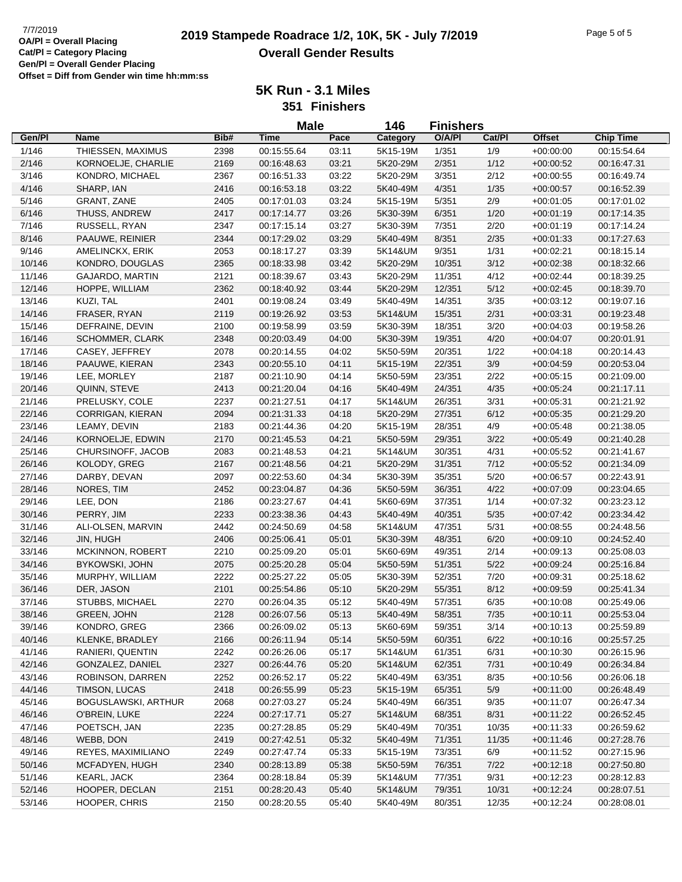7/7/2019

**OA/Pl = Overall Placing**
**Cat/Pl = Category Placing**
**Gen/Pl = Overall Gender Placing**
**Offset = Diff from Gender win time hh:mm:ss**

# 2019 Stampede Roadrace 1/2, 10K, 5K - July 7/2019

## Overall Gender Results

### 5K Run - 3.1 Miles

**351 Finishers**

**Male 146 Finishers**

| Gen/Pl | Name | Bib# | Time | Pace | Category | O/A/Pl | Cat/Pl | Offset | Chip Time |
|---|---|---|---|---|---|---|---|---|---|
| 1/146 | THIESSEN, MAXIMUS | 2398 | 00:15:55.64 | 03:11 | 5K15-19M | 1/351 | 1/9 | +00:00:00 | 00:15:54.64 |
| 2/146 | KORNOELJE, CHARLIE | 2169 | 00:16:48.63 | 03:21 | 5K20-29M | 2/351 | 1/12 | +00:00:52 | 00:16:47.31 |
| 3/146 | KONDRO, MICHAEL | 2367 | 00:16:51.33 | 03:22 | 5K20-29M | 3/351 | 2/12 | +00:00:55 | 00:16:49.74 |
| 4/146 | SHARP, IAN | 2416 | 00:16:53.18 | 03:22 | 5K40-49M | 4/351 | 1/35 | +00:00:57 | 00:16:52.39 |
| 5/146 | GRANT, ZANE | 2405 | 00:17:01.03 | 03:24 | 5K15-19M | 5/351 | 2/9 | +00:01:05 | 00:17:01.02 |
| 6/146 | THUSS, ANDREW | 2417 | 00:17:14.77 | 03:26 | 5K30-39M | 6/351 | 1/20 | +00:01:19 | 00:17:14.35 |
| 7/146 | RUSSELL, RYAN | 2347 | 00:17:15.14 | 03:27 | 5K30-39M | 7/351 | 2/20 | +00:01:19 | 00:17:14.24 |
| 8/146 | PAAUWE, REINIER | 2344 | 00:17:29.02 | 03:29 | 5K40-49M | 8/351 | 2/35 | +00:01:33 | 00:17:27.63 |
| 9/146 | AMELINCKX, ERIK | 2053 | 00:18:17.27 | 03:39 | 5K14&UM | 9/351 | 1/31 | +00:02:21 | 00:18:15.14 |
| 10/146 | KONDRO, DOUGLAS | 2365 | 00:18:33.98 | 03:42 | 5K20-29M | 10/351 | 3/12 | +00:02:38 | 00:18:32.66 |
| 11/146 | GAJARDO, MARTIN | 2121 | 00:18:39.67 | 03:43 | 5K20-29M | 11/351 | 4/12 | +00:02:44 | 00:18:39.25 |
| 12/146 | HOPPE, WILLIAM | 2362 | 00:18:40.92 | 03:44 | 5K20-29M | 12/351 | 5/12 | +00:02:45 | 00:18:39.70 |
| 13/146 | KUZI, TAL | 2401 | 00:19:08.24 | 03:49 | 5K40-49M | 14/351 | 3/35 | +00:03:12 | 00:19:07.16 |
| 14/146 | FRASER, RYAN | 2119 | 00:19:26.92 | 03:53 | 5K14&UM | 15/351 | 2/31 | +00:03:31 | 00:19:23.48 |
| 15/146 | DEFRAINE, DEVIN | 2100 | 00:19:58.99 | 03:59 | 5K30-39M | 18/351 | 3/20 | +00:04:03 | 00:19:58.26 |
| 16/146 | SCHOMMER, CLARK | 2348 | 00:20:03.49 | 04:00 | 5K30-39M | 19/351 | 4/20 | +00:04:07 | 00:20:01.91 |
| 17/146 | CASEY, JEFFREY | 2078 | 00:20:14.55 | 04:02 | 5K50-59M | 20/351 | 1/22 | +00:04:18 | 00:20:14.43 |
| 18/146 | PAAUWE, KIERAN | 2343 | 00:20:55.10 | 04:11 | 5K15-19M | 22/351 | 3/9 | +00:04:59 | 00:20:53.04 |
| 19/146 | LEE, MORLEY | 2187 | 00:21:10.90 | 04:14 | 5K50-59M | 23/351 | 2/22 | +00:05:15 | 00:21:09.00 |
| 20/146 | QUINN, STEVE | 2413 | 00:21:20.04 | 04:16 | 5K40-49M | 24/351 | 4/35 | +00:05:24 | 00:21:17.11 |
| 21/146 | PRELUSKY, COLE | 2237 | 00:21:27.51 | 04:17 | 5K14&UM | 26/351 | 3/31 | +00:05:31 | 00:21:21.92 |
| 22/146 | CORRIGAN, KIERAN | 2094 | 00:21:31.33 | 04:18 | 5K20-29M | 27/351 | 6/12 | +00:05:35 | 00:21:29.20 |
| 23/146 | LEAMY, DEVIN | 2183 | 00:21:44.36 | 04:20 | 5K15-19M | 28/351 | 4/9 | +00:05:48 | 00:21:38.05 |
| 24/146 | KORNOELJE, EDWIN | 2170 | 00:21:45.53 | 04:21 | 5K50-59M | 29/351 | 3/22 | +00:05:49 | 00:21:40.28 |
| 25/146 | CHURSINOFF, JACOB | 2083 | 00:21:48.53 | 04:21 | 5K14&UM | 30/351 | 4/31 | +00:05:52 | 00:21:41.67 |
| 26/146 | KOLODY, GREG | 2167 | 00:21:48.56 | 04:21 | 5K20-29M | 31/351 | 7/12 | +00:05:52 | 00:21:34.09 |
| 27/146 | DARBY, DEVAN | 2097 | 00:22:53.60 | 04:34 | 5K30-39M | 35/351 | 5/20 | +00:06:57 | 00:22:43.91 |
| 28/146 | NORES, TIM | 2452 | 00:23:04.87 | 04:36 | 5K50-59M | 36/351 | 4/22 | +00:07:09 | 00:23:04.65 |
| 29/146 | LEE, DON | 2186 | 00:23:27.67 | 04:41 | 5K60-69M | 37/351 | 1/14 | +00:07:32 | 00:23:23.12 |
| 30/146 | PERRY, JIM | 2233 | 00:23:38.36 | 04:43 | 5K40-49M | 40/351 | 5/35 | +00:07:42 | 00:23:34.42 |
| 31/146 | ALI-OLSEN, MARVIN | 2442 | 00:24:50.69 | 04:58 | 5K14&UM | 47/351 | 5/31 | +00:08:55 | 00:24:48.56 |
| 32/146 | JIN, HUGH | 2406 | 00:25:06.41 | 05:01 | 5K30-39M | 48/351 | 6/20 | +00:09:10 | 00:24:52.40 |
| 33/146 | MCKINNON, ROBERT | 2210 | 00:25:09.20 | 05:01 | 5K60-69M | 49/351 | 2/14 | +00:09:13 | 00:25:08.03 |
| 34/146 | BYKOWSKI, JOHN | 2075 | 00:25:20.28 | 05:04 | 5K50-59M | 51/351 | 5/22 | +00:09:24 | 00:25:16.84 |
| 35/146 | MURPHY, WILLIAM | 2222 | 00:25:27.22 | 05:05 | 5K30-39M | 52/351 | 7/20 | +00:09:31 | 00:25:18.62 |
| 36/146 | DER, JASON | 2101 | 00:25:54.86 | 05:10 | 5K20-29M | 55/351 | 8/12 | +00:09:59 | 00:25:41.34 |
| 37/146 | STUBBS, MICHAEL | 2270 | 00:26:04.35 | 05:12 | 5K40-49M | 57/351 | 6/35 | +00:10:08 | 00:25:49.06 |
| 38/146 | GREEN, JOHN | 2128 | 00:26:07.56 | 05:13 | 5K40-49M | 58/351 | 7/35 | +00:10:11 | 00:25:53.04 |
| 39/146 | KONDRO, GREG | 2366 | 00:26:09.02 | 05:13 | 5K60-69M | 59/351 | 3/14 | +00:10:13 | 00:25:59.89 |
| 40/146 | KLENKE, BRADLEY | 2166 | 00:26:11.94 | 05:14 | 5K50-59M | 60/351 | 6/22 | +00:10:16 | 00:25:57.25 |
| 41/146 | RANIERI, QUENTIN | 2242 | 00:26:26.06 | 05:17 | 5K14&UM | 61/351 | 6/31 | +00:10:30 | 00:26:15.96 |
| 42/146 | GONZALEZ, DANIEL | 2327 | 00:26:44.76 | 05:20 | 5K14&UM | 62/351 | 7/31 | +00:10:49 | 00:26:34.84 |
| 43/146 | ROBINSON, DARREN | 2252 | 00:26:52.17 | 05:22 | 5K40-49M | 63/351 | 8/35 | +00:10:56 | 00:26:06.18 |
| 44/146 | TIMSON, LUCAS | 2418 | 00:26:55.99 | 05:23 | 5K15-19M | 65/351 | 5/9 | +00:11:00 | 00:26:48.49 |
| 45/146 | BOGUSLAWSKI, ARTHUR | 2068 | 00:27:03.27 | 05:24 | 5K40-49M | 66/351 | 9/35 | +00:11:07 | 00:26:47.34 |
| 46/146 | O'BREIN, LUKE | 2224 | 00:27:17.71 | 05:27 | 5K14&UM | 68/351 | 8/31 | +00:11:22 | 00:26:52.45 |
| 47/146 | POETSCH, JAN | 2235 | 00:27:28.85 | 05:29 | 5K40-49M | 70/351 | 10/35 | +00:11:33 | 00:26:59.62 |
| 48/146 | WEBB, DON | 2419 | 00:27:42.51 | 05:32 | 5K40-49M | 71/351 | 11/35 | +00:11:46 | 00:27:28.76 |
| 49/146 | REYES, MAXIMILIANO | 2249 | 00:27:47.74 | 05:33 | 5K15-19M | 73/351 | 6/9 | +00:11:52 | 00:27:15.96 |
| 50/146 | MCFADYEN, HUGH | 2340 | 00:28:13.89 | 05:38 | 5K50-59M | 76/351 | 7/22 | +00:12:18 | 00:27:50.80 |
| 51/146 | KEARL, JACK | 2364 | 00:28:18.84 | 05:39 | 5K14&UM | 77/351 | 9/31 | +00:12:23 | 00:28:12.83 |
| 52/146 | HOOPER, DECLAN | 2151 | 00:28:20.43 | 05:40 | 5K14&UM | 79/351 | 10/31 | +00:12:24 | 00:28:07.51 |
| 53/146 | HOOPER, CHRIS | 2150 | 00:28:20.55 | 05:40 | 5K40-49M | 80/351 | 12/35 | +00:12:24 | 00:28:08.01 |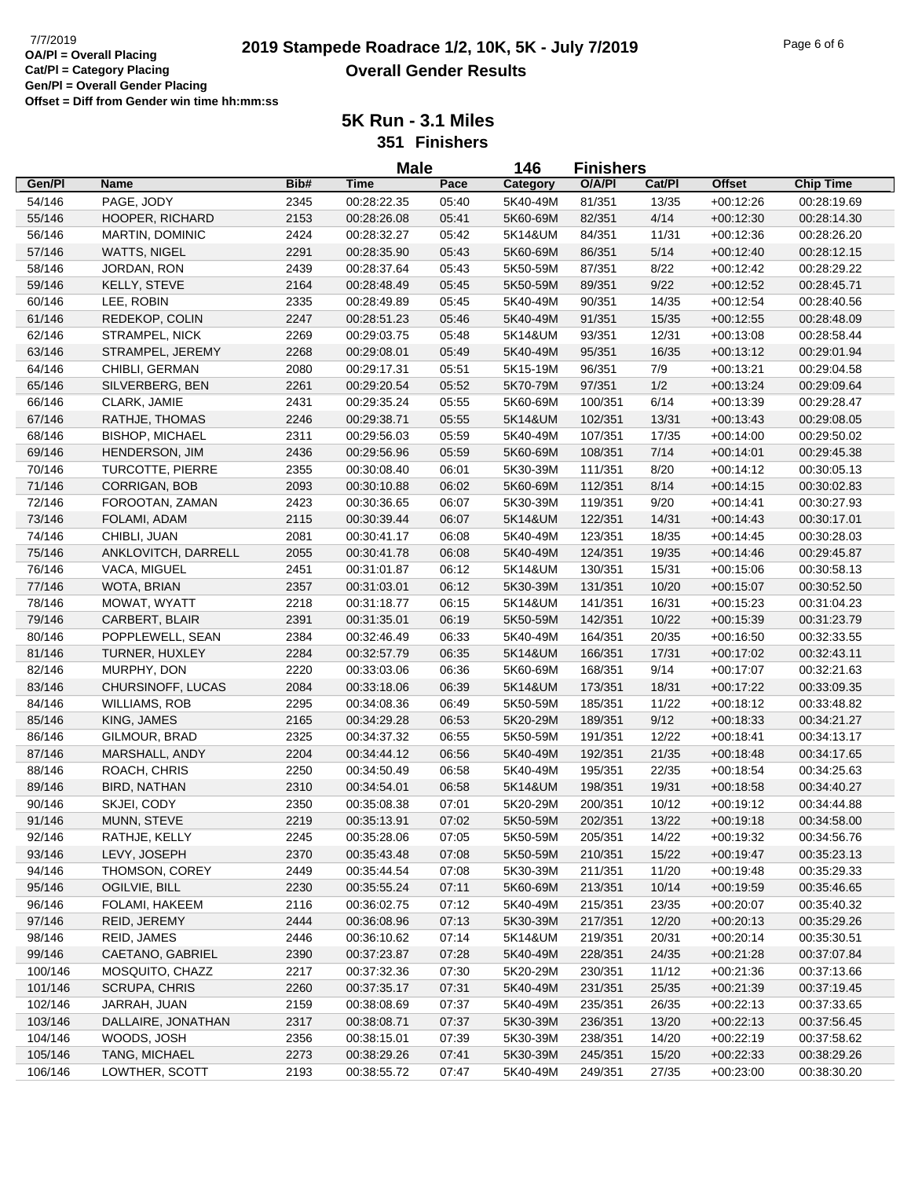OA/Pl = Overall Placing
Cat/Pl = Category Placing
Gen/Pl = Overall Gender Placing
Offset = Diff from Gender win time hh:mm:ss

# 2019 Stampede Roadrace 1/2, 10K, 5K - July 7/2019

## Overall Gender Results

### 5K Run - 3.1 Miles

**351 Finishers**

**Male 146 Finishers**

| Gen/Pl | Name | Bib# | Time | Pace | Category | O/A/Pl | Cat/Pl | Offset | Chip Time |
|---|---|---|---|---|---|---|---|---|---|
| 54/146 | PAGE, JODY | 2345 | 00:28:22.35 | 05:40 | 5K40-49M | 81/351 | 13/35 | +00:12:26 | 00:28:19.69 |
| 55/146 | HOOPER, RICHARD | 2153 | 00:28:26.08 | 05:41 | 5K60-69M | 82/351 | 4/14 | +00:12:30 | 00:28:14.30 |
| 56/146 | MARTIN, DOMINIC | 2424 | 00:28:32.27 | 05:42 | 5K14&UM | 84/351 | 11/31 | +00:12:36 | 00:28:26.20 |
| 57/146 | WATTS, NIGEL | 2291 | 00:28:35.90 | 05:43 | 5K60-69M | 86/351 | 5/14 | +00:12:40 | 00:28:12.15 |
| 58/146 | JORDAN, RON | 2439 | 00:28:37.64 | 05:43 | 5K50-59M | 87/351 | 8/22 | +00:12:42 | 00:28:29.22 |
| 59/146 | KELLY, STEVE | 2164 | 00:28:48.49 | 05:45 | 5K50-59M | 89/351 | 9/22 | +00:12:52 | 00:28:45.71 |
| 60/146 | LEE, ROBIN | 2335 | 00:28:49.89 | 05:45 | 5K40-49M | 90/351 | 14/35 | +00:12:54 | 00:28:40.56 |
| 61/146 | REDEKOP, COLIN | 2247 | 00:28:51.23 | 05:46 | 5K40-49M | 91/351 | 15/35 | +00:12:55 | 00:28:48.09 |
| 62/146 | STRAMPEL, NICK | 2269 | 00:29:03.75 | 05:48 | 5K14&UM | 93/351 | 12/31 | +00:13:08 | 00:28:58.44 |
| 63/146 | STRAMPEL, JEREMY | 2268 | 00:29:08.01 | 05:49 | 5K40-49M | 95/351 | 16/35 | +00:13:12 | 00:29:01.94 |
| 64/146 | CHIBLI, GERMAN | 2080 | 00:29:17.31 | 05:51 | 5K15-19M | 96/351 | 7/9 | +00:13:21 | 00:29:04.58 |
| 65/146 | SILVERBERG, BEN | 2261 | 00:29:20.54 | 05:52 | 5K70-79M | 97/351 | 1/2 | +00:13:24 | 00:29:09.64 |
| 66/146 | CLARK, JAMIE | 2431 | 00:29:35.24 | 05:55 | 5K60-69M | 100/351 | 6/14 | +00:13:39 | 00:29:28.47 |
| 67/146 | RATHJE, THOMAS | 2246 | 00:29:38.71 | 05:55 | 5K14&UM | 102/351 | 13/31 | +00:13:43 | 00:29:08.05 |
| 68/146 | BISHOP, MICHAEL | 2311 | 00:29:56.03 | 05:59 | 5K40-49M | 107/351 | 17/35 | +00:14:00 | 00:29:50.02 |
| 69/146 | HENDERSON, JIM | 2436 | 00:29:56.96 | 05:59 | 5K60-69M | 108/351 | 7/14 | +00:14:01 | 00:29:45.38 |
| 70/146 | TURCOTTE, PIERRE | 2355 | 00:30:08.40 | 06:01 | 5K30-39M | 111/351 | 8/20 | +00:14:12 | 00:30:05.13 |
| 71/146 | CORRIGAN, BOB | 2093 | 00:30:10.88 | 06:02 | 5K60-69M | 112/351 | 8/14 | +00:14:15 | 00:30:02.83 |
| 72/146 | FOROOTAN, ZAMAN | 2423 | 00:30:36.65 | 06:07 | 5K30-39M | 119/351 | 9/20 | +00:14:41 | 00:30:27.93 |
| 73/146 | FOLAMI, ADAM | 2115 | 00:30:39.44 | 06:07 | 5K14&UM | 122/351 | 14/31 | +00:14:43 | 00:30:17.01 |
| 74/146 | CHIBLI, JUAN | 2081 | 00:30:41.17 | 06:08 | 5K40-49M | 123/351 | 18/35 | +00:14:45 | 00:30:28.03 |
| 75/146 | ANKLOVITCH, DARRELL | 2055 | 00:30:41.78 | 06:08 | 5K40-49M | 124/351 | 19/35 | +00:14:46 | 00:29:45.87 |
| 76/146 | VACA, MIGUEL | 2451 | 00:31:01.87 | 06:12 | 5K14&UM | 130/351 | 15/31 | +00:15:06 | 00:30:58.13 |
| 77/146 | WOTA, BRIAN | 2357 | 00:31:03.01 | 06:12 | 5K30-39M | 131/351 | 10/20 | +00:15:07 | 00:30:52.50 |
| 78/146 | MOWAT, WYATT | 2218 | 00:31:18.77 | 06:15 | 5K14&UM | 141/351 | 16/31 | +00:15:23 | 00:31:04.23 |
| 79/146 | CARBERT, BLAIR | 2391 | 00:31:35.01 | 06:19 | 5K50-59M | 142/351 | 10/22 | +00:15:39 | 00:31:23.79 |
| 80/146 | POPPLEWELL, SEAN | 2384 | 00:32:46.49 | 06:33 | 5K40-49M | 164/351 | 20/35 | +00:16:50 | 00:32:33.55 |
| 81/146 | TURNER, HUXLEY | 2284 | 00:32:57.79 | 06:35 | 5K14&UM | 166/351 | 17/31 | +00:17:02 | 00:32:43.11 |
| 82/146 | MURPHY, DON | 2220 | 00:33:03.06 | 06:36 | 5K60-69M | 168/351 | 9/14 | +00:17:07 | 00:32:21.63 |
| 83/146 | CHURSINOFF, LUCAS | 2084 | 00:33:18.06 | 06:39 | 5K14&UM | 173/351 | 18/31 | +00:17:22 | 00:33:09.35 |
| 84/146 | WILLIAMS, ROB | 2295 | 00:34:08.36 | 06:49 | 5K50-59M | 185/351 | 11/22 | +00:18:12 | 00:33:48.82 |
| 85/146 | KING, JAMES | 2165 | 00:34:29.28 | 06:53 | 5K20-29M | 189/351 | 9/12 | +00:18:33 | 00:34:21.27 |
| 86/146 | GILMOUR, BRAD | 2325 | 00:34:37.32 | 06:55 | 5K50-59M | 191/351 | 12/22 | +00:18:41 | 00:34:13.17 |
| 87/146 | MARSHALL, ANDY | 2204 | 00:34:44.12 | 06:56 | 5K40-49M | 192/351 | 21/35 | +00:18:48 | 00:34:17.65 |
| 88/146 | ROACH, CHRIS | 2250 | 00:34:50.49 | 06:58 | 5K40-49M | 195/351 | 22/35 | +00:18:54 | 00:34:25.63 |
| 89/146 | BIRD, NATHAN | 2310 | 00:34:54.01 | 06:58 | 5K14&UM | 198/351 | 19/31 | +00:18:58 | 00:34:40.27 |
| 90/146 | SKJEI, CODY | 2350 | 00:35:08.38 | 07:01 | 5K20-29M | 200/351 | 10/12 | +00:19:12 | 00:34:44.88 |
| 91/146 | MUNN, STEVE | 2219 | 00:35:13.91 | 07:02 | 5K50-59M | 202/351 | 13/22 | +00:19:18 | 00:34:58.00 |
| 92/146 | RATHJE, KELLY | 2245 | 00:35:28.06 | 07:05 | 5K50-59M | 205/351 | 14/22 | +00:19:32 | 00:34:56.76 |
| 93/146 | LEVY, JOSEPH | 2370 | 00:35:43.48 | 07:08 | 5K50-59M | 210/351 | 15/22 | +00:19:47 | 00:35:23.13 |
| 94/146 | THOMSON, COREY | 2449 | 00:35:44.54 | 07:08 | 5K30-39M | 211/351 | 11/20 | +00:19:48 | 00:35:29.33 |
| 95/146 | OGILVIE, BILL | 2230 | 00:35:55.24 | 07:11 | 5K60-69M | 213/351 | 10/14 | +00:19:59 | 00:35:46.65 |
| 96/146 | FOLAMI, HAKEEM | 2116 | 00:36:02.75 | 07:12 | 5K40-49M | 215/351 | 23/35 | +00:20:07 | 00:35:40.32 |
| 97/146 | REID, JEREMY | 2444 | 00:36:08.96 | 07:13 | 5K30-39M | 217/351 | 12/20 | +00:20:13 | 00:35:29.26 |
| 98/146 | REID, JAMES | 2446 | 00:36:10.62 | 07:14 | 5K14&UM | 219/351 | 20/31 | +00:20:14 | 00:35:30.51 |
| 99/146 | CAETANO, GABRIEL | 2390 | 00:37:23.87 | 07:28 | 5K40-49M | 228/351 | 24/35 | +00:21:28 | 00:37:07.84 |
| 100/146 | MOSQUITO, CHAZZ | 2217 | 00:37:32.36 | 07:30 | 5K20-29M | 230/351 | 11/12 | +00:21:36 | 00:37:13.66 |
| 101/146 | SCRUPA, CHRIS | 2260 | 00:37:35.17 | 07:31 | 5K40-49M | 231/351 | 25/35 | +00:21:39 | 00:37:19.45 |
| 102/146 | JARRAH, JUAN | 2159 | 00:38:08.69 | 07:37 | 5K40-49M | 235/351 | 26/35 | +00:22:13 | 00:37:33.65 |
| 103/146 | DALLAIRE, JONATHAN | 2317 | 00:38:08.71 | 07:37 | 5K30-39M | 236/351 | 13/20 | +00:22:13 | 00:37:56.45 |
| 104/146 | WOODS, JOSH | 2356 | 00:38:15.01 | 07:39 | 5K30-39M | 238/351 | 14/20 | +00:22:19 | 00:37:58.62 |
| 105/146 | TANG, MICHAEL | 2273 | 00:38:29.26 | 07:41 | 5K30-39M | 245/351 | 15/20 | +00:22:33 | 00:38:29.26 |
| 106/146 | LOWTHER, SCOTT | 2193 | 00:38:55.72 | 07:47 | 5K40-49M | 249/351 | 27/35 | +00:23:00 | 00:38:30.20 |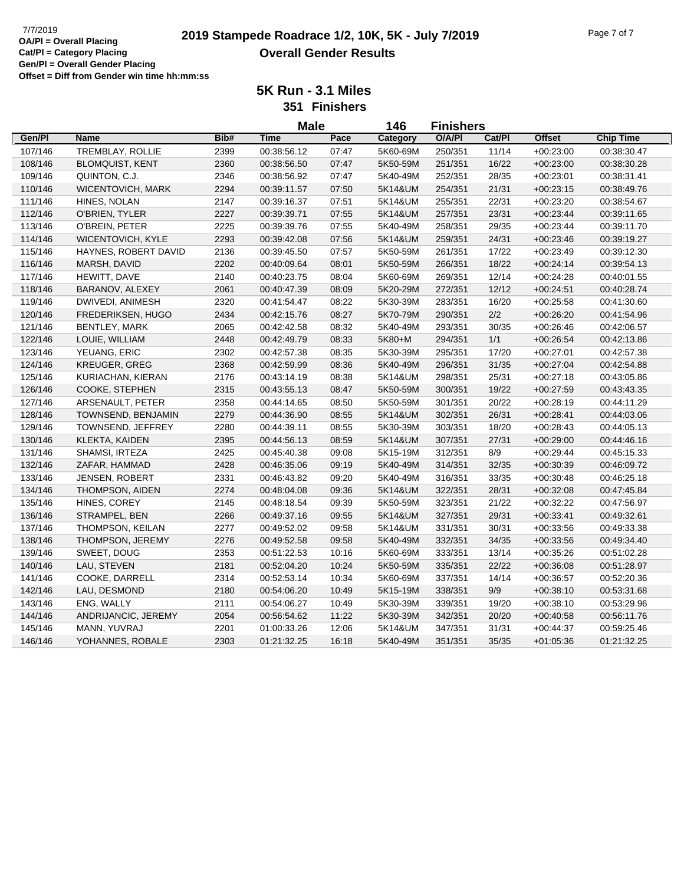7/7/2019

**OA/Pl = Overall Placing**
**Cat/Pl = Category Placing**
**Gen/Pl = Overall Gender Placing**
**Offset = Diff from Gender win time hh:mm:ss**

# 2019 Stampede Roadrace 1/2, 10K, 5K - July 7/2019

## Overall Gender Results

### 5K Run - 3.1 Miles

**351 Finishers**

**Male 146 Finishers**

| Gen/Pl | Name | Bib# | Time | Pace | Category | O/A/Pl | Cat/Pl | Offset | Chip Time |
|---|---|---|---|---|---|---|---|---|---|
| 107/146 | TREMBLAY, ROLLIE | 2399 | 00:38:56.12 | 07:47 | 5K60-69M | 250/351 | 11/14 | +00:23:00 | 00:38:30.47 |
| 108/146 | BLOMQUIST, KENT | 2360 | 00:38:56.50 | 07:47 | 5K50-59M | 251/351 | 16/22 | +00:23:00 | 00:38:30.28 |
| 109/146 | QUINTON, C.J. | 2346 | 00:38:56.92 | 07:47 | 5K40-49M | 252/351 | 28/35 | +00:23:01 | 00:38:31.41 |
| 110/146 | WICENTOVICH, MARK | 2294 | 00:39:11.57 | 07:50 | 5K14&UM | 254/351 | 21/31 | +00:23:15 | 00:38:49.76 |
| 111/146 | HINES, NOLAN | 2147 | 00:39:16.37 | 07:51 | 5K14&UM | 255/351 | 22/31 | +00:23:20 | 00:38:54.67 |
| 112/146 | O'BRIEN, TYLER | 2227 | 00:39:39.71 | 07:55 | 5K14&UM | 257/351 | 23/31 | +00:23:44 | 00:39:11.65 |
| 113/146 | O'BREIN, PETER | 2225 | 00:39:39.76 | 07:55 | 5K40-49M | 258/351 | 29/35 | +00:23:44 | 00:39:11.70 |
| 114/146 | WICENTOVICH, KYLE | 2293 | 00:39:42.08 | 07:56 | 5K14&UM | 259/351 | 24/31 | +00:23:46 | 00:39:19.27 |
| 115/146 | HAYNES, ROBERT DAVID | 2136 | 00:39:45.50 | 07:57 | 5K50-59M | 261/351 | 17/22 | +00:23:49 | 00:39:12.30 |
| 116/146 | MARSH, DAVID | 2202 | 00:40:09.64 | 08:01 | 5K50-59M | 266/351 | 18/22 | +00:24:14 | 00:39:54.13 |
| 117/146 | HEWITT, DAVE | 2140 | 00:40:23.75 | 08:04 | 5K60-69M | 269/351 | 12/14 | +00:24:28 | 00:40:01.55 |
| 118/146 | BARANOV, ALEXEY | 2061 | 00:40:47.39 | 08:09 | 5K20-29M | 272/351 | 12/12 | +00:24:51 | 00:40:28.74 |
| 119/146 | DWIVEDI, ANIMESH | 2320 | 00:41:54.47 | 08:22 | 5K30-39M | 283/351 | 16/20 | +00:25:58 | 00:41:30.60 |
| 120/146 | FREDERIKSEN, HUGO | 2434 | 00:42:15.76 | 08:27 | 5K70-79M | 290/351 | 2/2 | +00:26:20 | 00:41:54.96 |
| 121/146 | BENTLEY, MARK | 2065 | 00:42:42.58 | 08:32 | 5K40-49M | 293/351 | 30/35 | +00:26:46 | 00:42:06.57 |
| 122/146 | LOUIE, WILLIAM | 2448 | 00:42:49.79 | 08:33 | 5K80+M | 294/351 | 1/1 | +00:26:54 | 00:42:13.86 |
| 123/146 | YEUANG, ERIC | 2302 | 00:42:57.38 | 08:35 | 5K30-39M | 295/351 | 17/20 | +00:27:01 | 00:42:57.38 |
| 124/146 | KREUGER, GREG | 2368 | 00:42:59.99 | 08:36 | 5K40-49M | 296/351 | 31/35 | +00:27:04 | 00:42:54.88 |
| 125/146 | KURIACHAN, KIERAN | 2176 | 00:43:14.19 | 08:38 | 5K14&UM | 298/351 | 25/31 | +00:27:18 | 00:43:05.86 |
| 126/146 | COOKE, STEPHEN | 2315 | 00:43:55.13 | 08:47 | 5K50-59M | 300/351 | 19/22 | +00:27:59 | 00:43:43.35 |
| 127/146 | ARSENAULT, PETER | 2358 | 00:44:14.65 | 08:50 | 5K50-59M | 301/351 | 20/22 | +00:28:19 | 00:44:11.29 |
| 128/146 | TOWNSEND, BENJAMIN | 2279 | 00:44:36.90 | 08:55 | 5K14&UM | 302/351 | 26/31 | +00:28:41 | 00:44:03.06 |
| 129/146 | TOWNSEND, JEFFREY | 2280 | 00:44:39.11 | 08:55 | 5K30-39M | 303/351 | 18/20 | +00:28:43 | 00:44:05.13 |
| 130/146 | KLEKTA, KAIDEN | 2395 | 00:44:56.13 | 08:59 | 5K14&UM | 307/351 | 27/31 | +00:29:00 | 00:44:46.16 |
| 131/146 | SHAMSI, IRTEZA | 2425 | 00:45:40.38 | 09:08 | 5K15-19M | 312/351 | 8/9 | +00:29:44 | 00:45:15.33 |
| 132/146 | ZAFAR, HAMMAD | 2428 | 00:46:35.06 | 09:19 | 5K40-49M | 314/351 | 32/35 | +00:30:39 | 00:46:09.72 |
| 133/146 | JENSEN, ROBERT | 2331 | 00:46:43.82 | 09:20 | 5K40-49M | 316/351 | 33/35 | +00:30:48 | 00:46:25.18 |
| 134/146 | THOMPSON, AIDEN | 2274 | 00:48:04.08 | 09:36 | 5K14&UM | 322/351 | 28/31 | +00:32:08 | 00:47:45.84 |
| 135/146 | HINES, COREY | 2145 | 00:48:18.54 | 09:39 | 5K50-59M | 323/351 | 21/22 | +00:32:22 | 00:47:56.97 |
| 136/146 | STRAMPEL, BEN | 2266 | 00:49:37.16 | 09:55 | 5K14&UM | 327/351 | 29/31 | +00:33:41 | 00:49:32.61 |
| 137/146 | THOMPSON, KEILAN | 2277 | 00:49:52.02 | 09:58 | 5K14&UM | 331/351 | 30/31 | +00:33:56 | 00:49:33.38 |
| 138/146 | THOMPSON, JEREMY | 2276 | 00:49:52.58 | 09:58 | 5K40-49M | 332/351 | 34/35 | +00:33:56 | 00:49:34.40 |
| 139/146 | SWEET, DOUG | 2353 | 00:51:22.53 | 10:16 | 5K60-69M | 333/351 | 13/14 | +00:35:26 | 00:51:02.28 |
| 140/146 | LAU, STEVEN | 2181 | 00:52:04.20 | 10:24 | 5K50-59M | 335/351 | 22/22 | +00:36:08 | 00:51:28.97 |
| 141/146 | COOKE, DARRELL | 2314 | 00:52:53.14 | 10:34 | 5K60-69M | 337/351 | 14/14 | +00:36:57 | 00:52:20.36 |
| 142/146 | LAU, DESMOND | 2180 | 00:54:06.20 | 10:49 | 5K15-19M | 338/351 | 9/9 | +00:38:10 | 00:53:31.68 |
| 143/146 | ENG, WALLY | 2111 | 00:54:06.27 | 10:49 | 5K30-39M | 339/351 | 19/20 | +00:38:10 | 00:53:29.96 |
| 144/146 | ANDRIJANCIC, JEREMY | 2054 | 00:56:54.62 | 11:22 | 5K30-39M | 342/351 | 20/20 | +00:40:58 | 00:56:11.76 |
| 145/146 | MANN, YUVRAJ | 2201 | 01:00:33.26 | 12:06 | 5K14&UM | 347/351 | 31/31 | +00:44:37 | 00:59:25.46 |
| 146/146 | YOHANNES, ROBALE | 2303 | 01:21:32.25 | 16:18 | 5K40-49M | 351/351 | 35/35 | +01:05:36 | 01:21:32.25 |